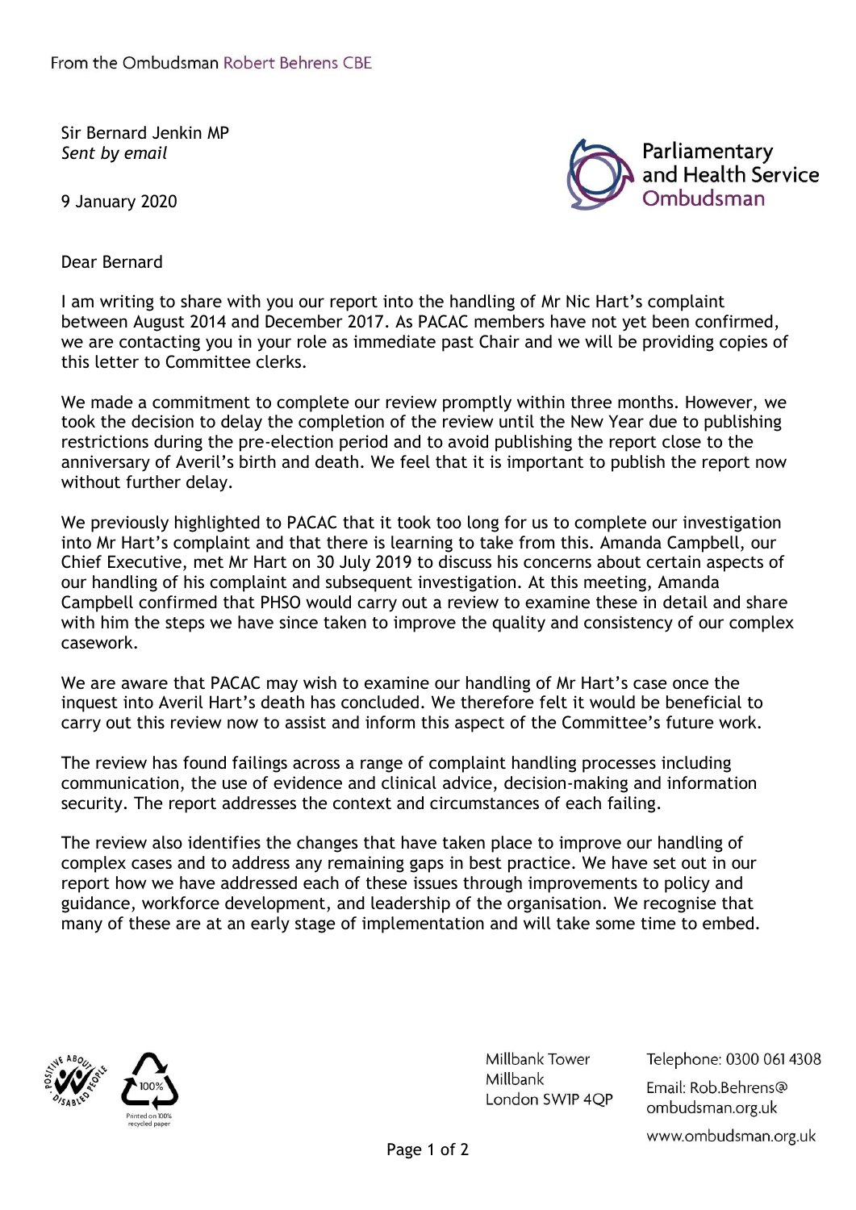From the Ombudsman Robert Behrens CBE

Sir Bernard Jenkin MP
*Sent by email*

9 January 2020

Parliamentary and Health Service Ombudsman

Dear Bernard

I am writing to share with you our report into the handling of Mr Nic Hart's complaint between August 2014 and December 2017. As PACAC members have not yet been confirmed, we are contacting you in your role as immediate past Chair and we will be providing copies of this letter to Committee clerks.

We made a commitment to complete our review promptly within three months. However, we took the decision to delay the completion of the review until the New Year due to publishing restrictions during the pre-election period and to avoid publishing the report close to the anniversary of Averil's birth and death. We feel that it is important to publish the report now without further delay.

We previously highlighted to PACAC that it took too long for us to complete our investigation into Mr Hart's complaint and that there is learning to take from this. Amanda Campbell, our Chief Executive, met Mr Hart on 30 July 2019 to discuss his concerns about certain aspects of our handling of his complaint and subsequent investigation. At this meeting, Amanda Campbell confirmed that PHSO would carry out a review to examine these in detail and share with him the steps we have since taken to improve the quality and consistency of our complex casework.

We are aware that PACAC may wish to examine our handling of Mr Hart's case once the inquest into Averil Hart's death has concluded. We therefore felt it would be beneficial to carry out this review now to assist and inform this aspect of the Committee's future work.

The review has found failings across a range of complaint handling processes including communication, the use of evidence and clinical advice, decision-making and information security. The report addresses the context and circumstances of each failing.

The review also identifies the changes that have taken place to improve our handling of complex cases and to address any remaining gaps in best practice. We have set out in our report how we have addressed each of these issues through improvements to policy and guidance, workforce development, and leadership of the organisation. We recognise that many of these are at an early stage of implementation and will take some time to embed.

Millbank Tower
Millbank
London SW1P 4QP

Telephone: 0300 061 4308
Email: Rob.Behrens@ombudsman.org.uk
www.ombudsman.org.uk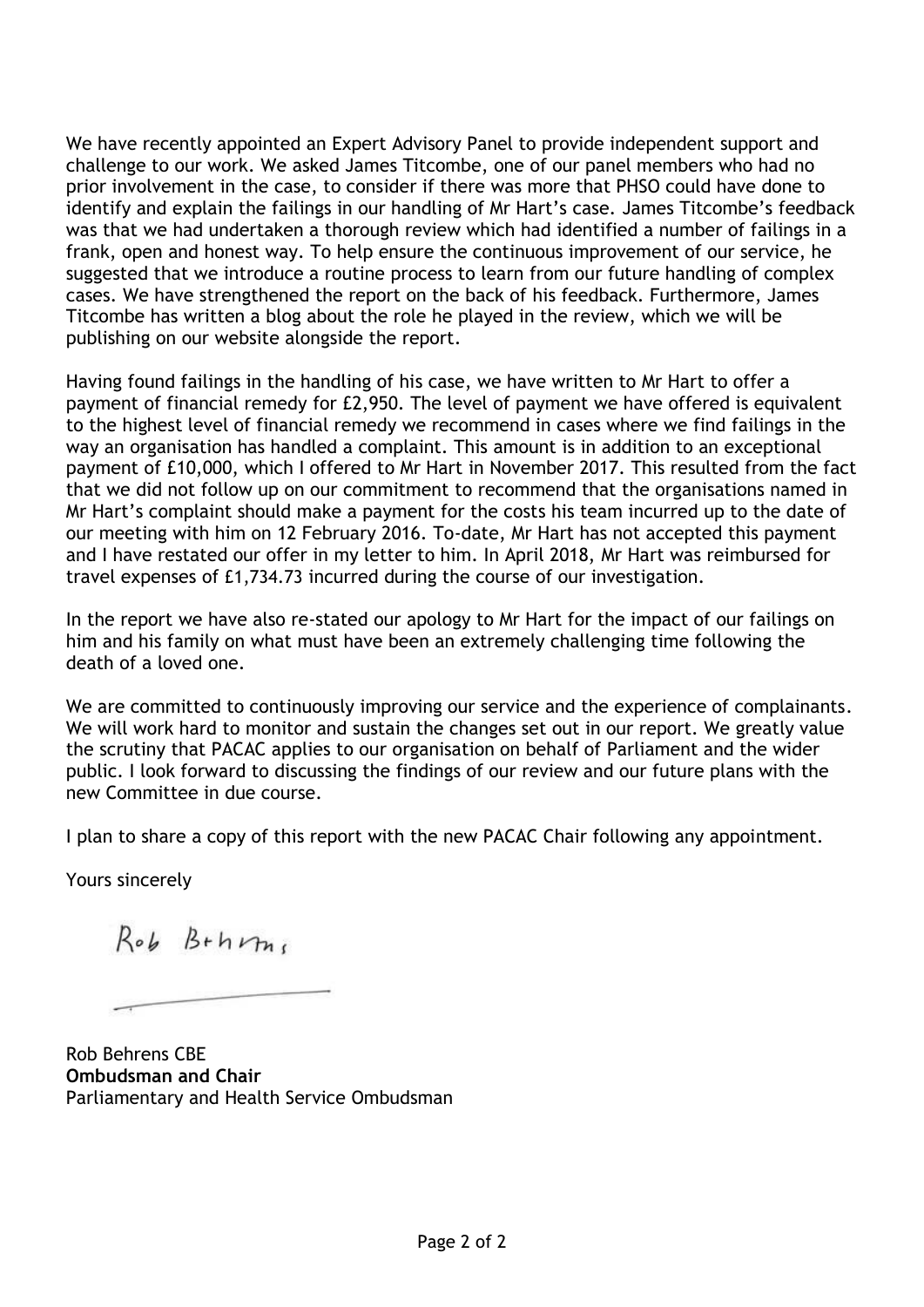We have recently appointed an Expert Advisory Panel to provide independent support and challenge to our work. We asked James Titcombe, one of our panel members who had no prior involvement in the case, to consider if there was more that PHSO could have done to identify and explain the failings in our handling of Mr Hart's case. James Titcombe's feedback was that we had undertaken a thorough review which had identified a number of failings in a frank, open and honest way. To help ensure the continuous improvement of our service, he suggested that we introduce a routine process to learn from our future handling of complex cases. We have strengthened the report on the back of his feedback. Furthermore, James Titcombe has written a blog about the role he played in the review, which we will be publishing on our website alongside the report.

Having found failings in the handling of his case, we have written to Mr Hart to offer a payment of financial remedy for £2,950. The level of payment we have offered is equivalent to the highest level of financial remedy we recommend in cases where we find failings in the way an organisation has handled a complaint. This amount is in addition to an exceptional payment of £10,000, which I offered to Mr Hart in November 2017. This resulted from the fact that we did not follow up on our commitment to recommend that the organisations named in Mr Hart's complaint should make a payment for the costs his team incurred up to the date of our meeting with him on 12 February 2016. To-date, Mr Hart has not accepted this payment and I have restated our offer in my letter to him. In April 2018, Mr Hart was reimbursed for travel expenses of £1,734.73 incurred during the course of our investigation.

In the report we have also re-stated our apology to Mr Hart for the impact of our failings on him and his family on what must have been an extremely challenging time following the death of a loved one.

We are committed to continuously improving our service and the experience of complainants. We will work hard to monitor and sustain the changes set out in our report. We greatly value the scrutiny that PACAC applies to our organisation on behalf of Parliament and the wider public. I look forward to discussing the findings of our review and our future plans with the new Committee in due course.

I plan to share a copy of this report with the new PACAC Chair following any appointment.

Yours sincerely

Rob Behrens

Rob Behrens CBE
**Ombudsman and Chair**
Parliamentary and Health Service Ombudsman